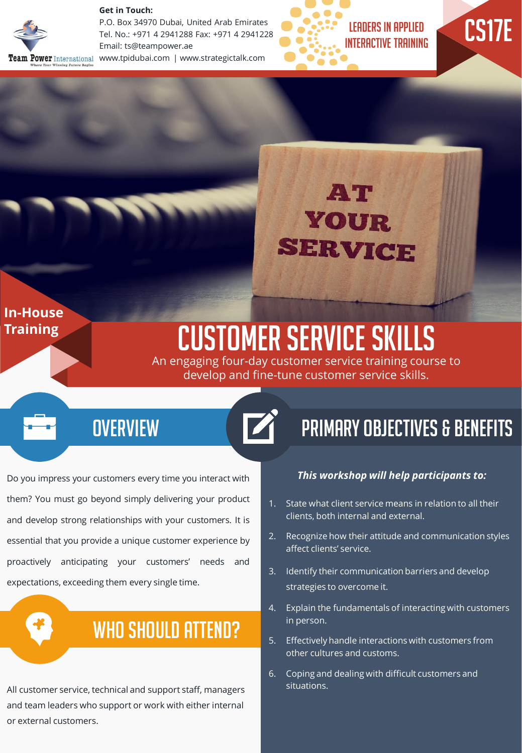**Get in Touch:**
P.O. Box 34970 Dubai, United Arab Emirates
Tel. No.: +971 4 2941288 Fax: +971 4 2941228
Email: ts@teampower.ae
www.tpidubai.com | www.strategictalk.com

Team Power International
Where Your Winning Future Begins

LEADERS IN APPLIED INTERACTIVE TRAINING

CS17E

AT YOUR SERVICE

In-House Training

# CUSTOMER SERVICE SKILLS

An engaging four-day customer service training course to develop and fine-tune customer service skills.

## OVERVIEW

Do you impress your customers every time you interact with them? You must go beyond simply delivering your product and develop strong relationships with your customers. It is essential that you provide a unique customer experience by proactively anticipating your customers' needs and expectations, exceeding them every single time.

## WHO SHOULD ATTEND?

All customer service, technical and support staff, managers and team leaders who support or work with either internal or external customers.

## PRIMARY OBJECTIVES & BENEFITS

***This workshop will help participants to:***

1. State what client service means in relation to all their clients, both internal and external.
2. Recognize how their attitude and communication styles affect clients' service.
3. Identify their communication barriers and develop strategies to overcome it.
4. Explain the fundamentals of interacting with customers in person.
5. Effectively handle interactions with customers from other cultures and customs.
6. Coping and dealing with difficult customers and situations.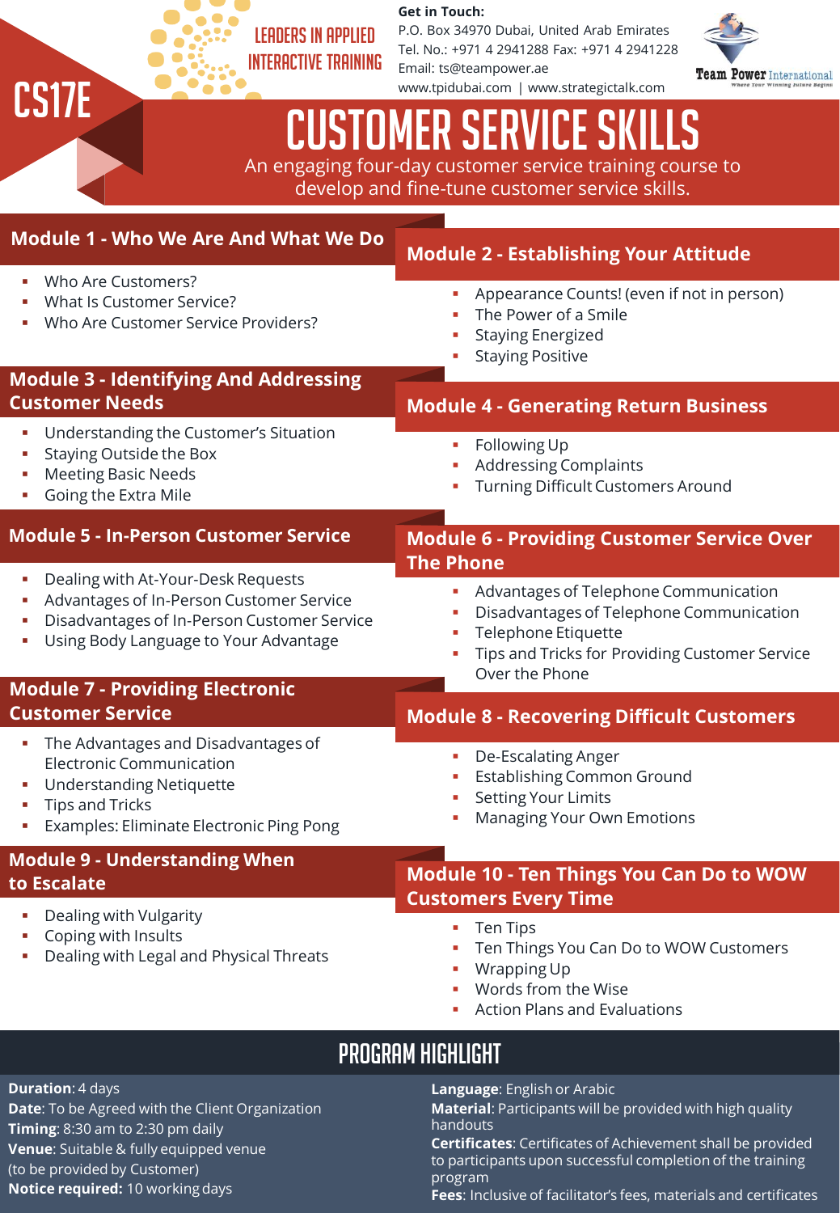CS17E

LEADERS IN APPLIED INTERACTIVE TRAINING

**Get in Touch:**
P.O. Box 34970 Dubai, United Arab Emirates
Tel. No.: +971 4 2941288 Fax: +971 4 2941228
Email: ts@teampower.ae
www.tpidubai.com | www.strategictalk.com

Team Power International
Where Your Winning Future Begins

# CUSTOMER SERVICE SKILLS

An engaging four-day customer service training course to develop and fine-tune customer service skills.

## Module 1 - Who We Are And What We Do

- Who Are Customers?
- What Is Customer Service?
- Who Are Customer Service Providers?

## Module 2 - Establishing Your Attitude

- Appearance Counts! (even if not in person)
- The Power of a Smile
- Staying Energized
- Staying Positive

## Module 3 - Identifying And Addressing Customer Needs

- Understanding the Customer's Situation
- Staying Outside the Box
- Meeting Basic Needs
- Going the Extra Mile

## Module 4 - Generating Return Business

- Following Up
- Addressing Complaints
- Turning Difficult Customers Around

## Module 5 - In-Person Customer Service

- Dealing with At-Your-Desk Requests
- Advantages of In-Person Customer Service
- Disadvantages of In-Person Customer Service
- Using Body Language to Your Advantage

## Module 6 - Providing Customer Service Over The Phone

- Advantages of Telephone Communication
- Disadvantages of Telephone Communication
- Telephone Etiquette
- Tips and Tricks for Providing Customer Service Over the Phone

## Module 7 - Providing Electronic Customer Service

- The Advantages and Disadvantages of Electronic Communication
- Understanding Netiquette
- Tips and Tricks
- Examples: Eliminate Electronic Ping Pong

## Module 8 - Recovering Difficult Customers

- De-Escalating Anger
- Establishing Common Ground
- Setting Your Limits
- Managing Your Own Emotions

## Module 9 - Understanding When to Escalate

- Dealing with Vulgarity
- Coping with Insults
- Dealing with Legal and Physical Threats

## Module 10 - Ten Things You Can Do to WOW Customers Every Time

- Ten Tips
- Ten Things You Can Do to WOW Customers
- Wrapping Up
- Words from the Wise
- Action Plans and Evaluations

## PROGRAM HIGHLIGHT

**Duration**: 4 days
**Date**: To be Agreed with the Client Organization
**Timing**: 8:30 am to 2:30 pm daily
**Venue**: Suitable & fully equipped venue (to be provided by Customer)
**Notice required:** 10 working days

**Language**: English or Arabic
**Material**: Participants will be provided with high quality handouts
**Certificates**: Certificates of Achievement shall be provided to participants upon successful completion of the training program
**Fees**: Inclusive of facilitator's fees, materials and certificates